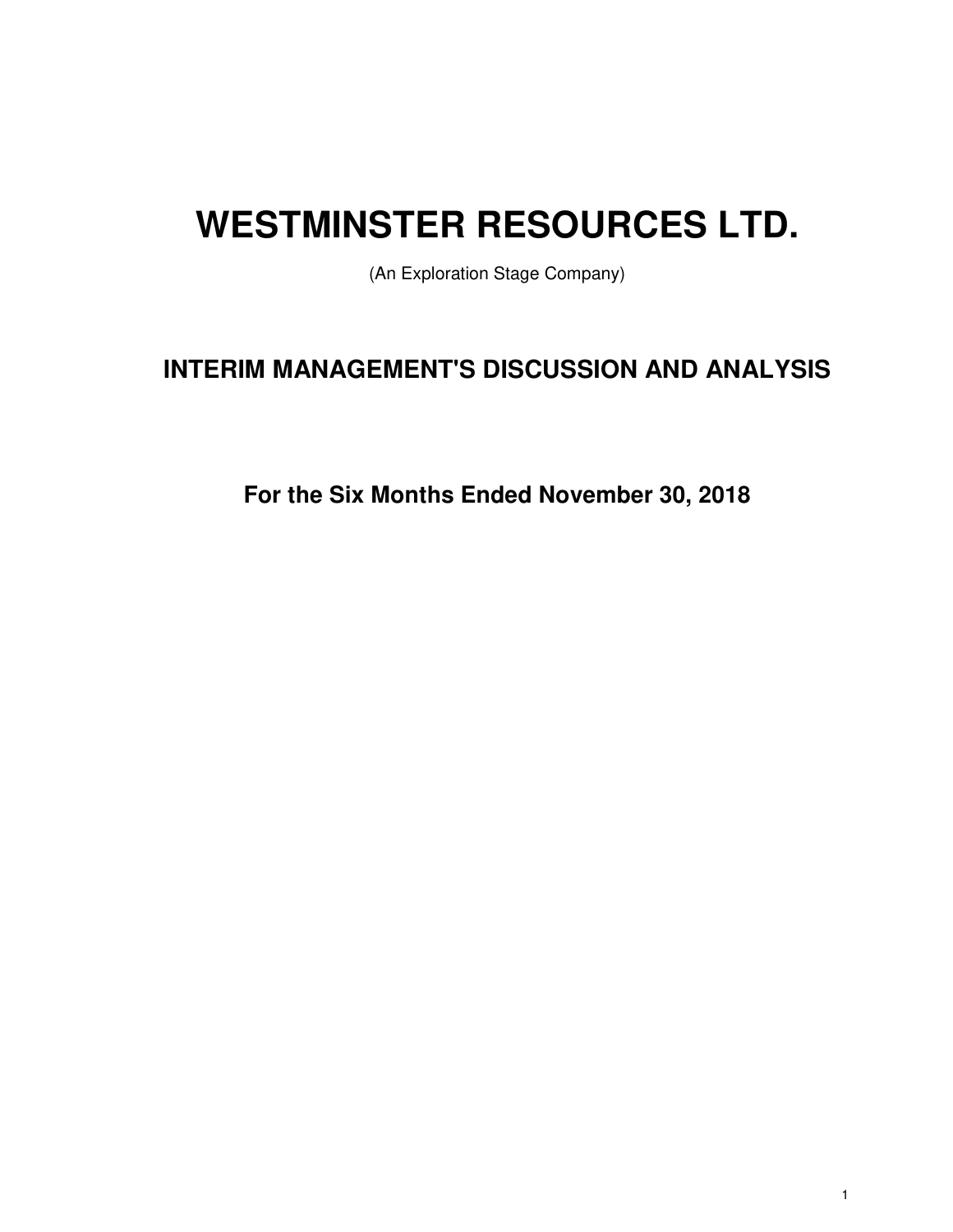# WESTMINSTER RESOURCES LTD.

(An Exploration Stage Company)

## INTERIM MANAGEMENT'S DISCUSSION AND ANALYSIS

### For the Six Months Ended November 30, 2018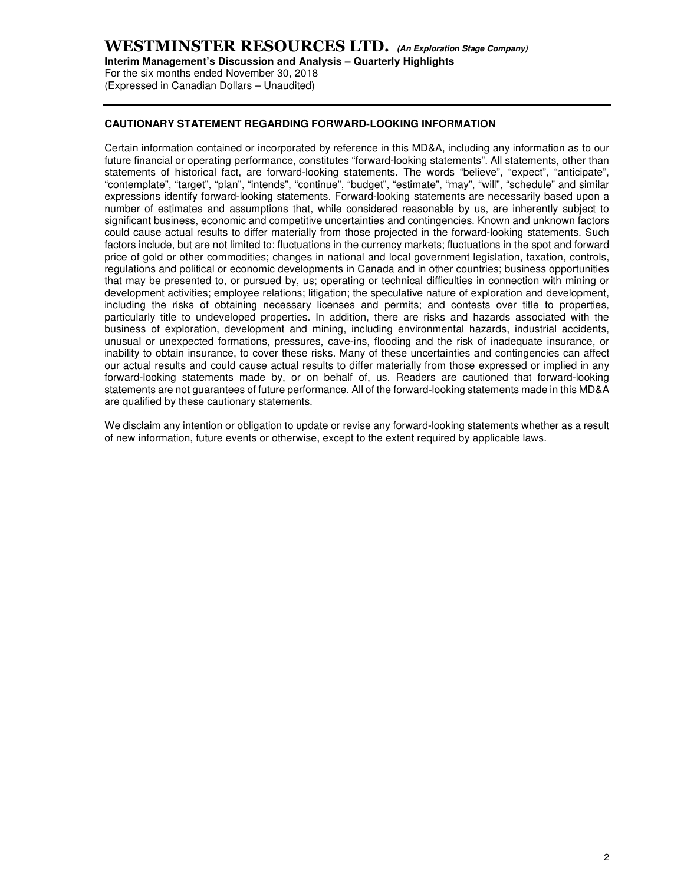## CAUTIONARY STATEMENT REGARDING FORWARD-LOOKING INFORMATION

Certain information contained or incorporated by reference in this MD&A, including any information as to our future financial or operating performance, constitutes "forward-looking statements". All statements, other than statements of historical fact, are forward-looking statements. The words "believe", "expect", "anticipate", "contemplate", "target", "plan", "intends", "continue", "budget", "estimate", "may", "will", "schedule" and similar expressions identify forward-looking statements. Forward-looking statements are necessarily based upon a number of estimates and assumptions that, while considered reasonable by us, are inherently subject to significant business, economic and competitive uncertainties and contingencies. Known and unknown factors could cause actual results to differ materially from those projected in the forward-looking statements. Such factors include, but are not limited to: fluctuations in the currency markets; fluctuations in the spot and forward price of gold or other commodities; changes in national and local government legislation, taxation, controls, regulations and political or economic developments in Canada and in other countries; business opportunities that may be presented to, or pursued by, us; operating or technical difficulties in connection with mining or development activities; employee relations; litigation; the speculative nature of exploration and development, including the risks of obtaining necessary licenses and permits; and contests over title to properties, particularly title to undeveloped properties. In addition, there are risks and hazards associated with the business of exploration, development and mining, including environmental hazards, industrial accidents, unusual or unexpected formations, pressures, cave-ins, flooding and the risk of inadequate insurance, or inability to obtain insurance, to cover these risks. Many of these uncertainties and contingencies can affect our actual results and could cause actual results to differ materially from those expressed or implied in any forward-looking statements made by, or on behalf of, us. Readers are cautioned that forward-looking statements are not guarantees of future performance. All of the forward-looking statements made in this MD&A are qualified by these cautionary statements.

We disclaim any intention or obligation to update or revise any forward-looking statements whether as a result of new information, future events or otherwise, except to the extent required by applicable laws.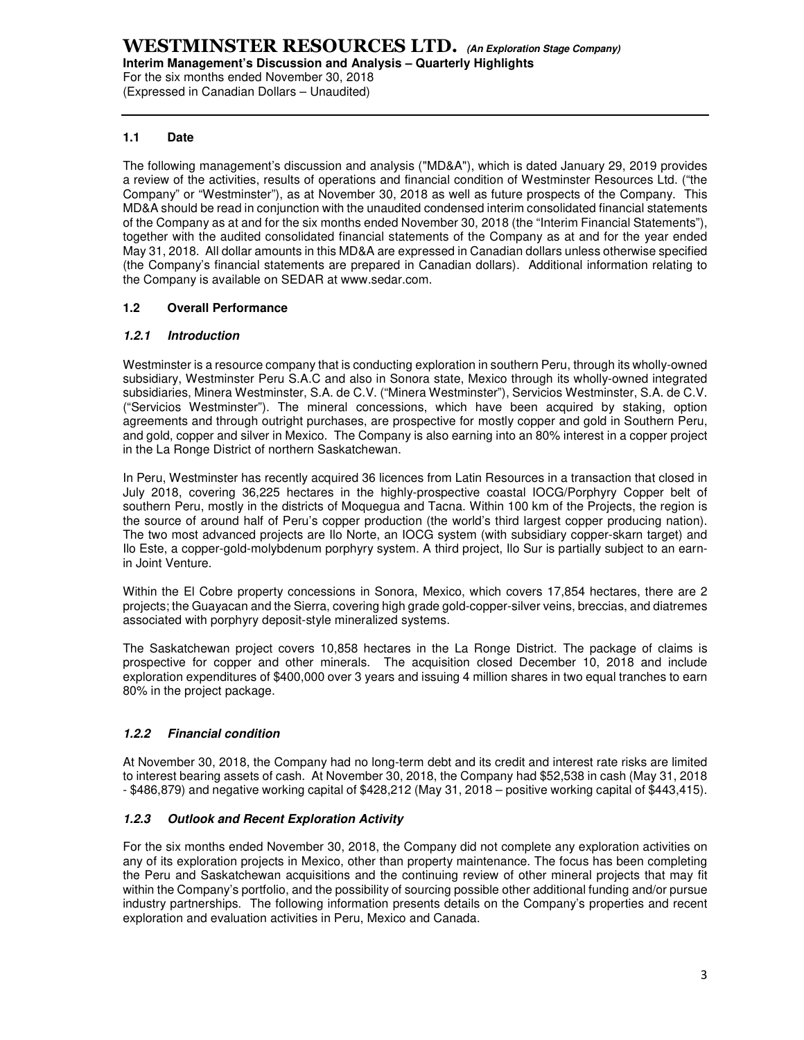## 1.1 Date

The following management's discussion and analysis ("MD&A"), which is dated January 29, 2019 provides a review of the activities, results of operations and financial condition of Westminster Resources Ltd. ("the Company" or "Westminster"), as at November 30, 2018 as well as future prospects of the Company. This MD&A should be read in conjunction with the unaudited condensed interim consolidated financial statements of the Company as at and for the six months ended November 30, 2018 (the "Interim Financial Statements"), together with the audited consolidated financial statements of the Company as at and for the year ended May 31, 2018. All dollar amounts in this MD&A are expressed in Canadian dollars unless otherwise specified (the Company's financial statements are prepared in Canadian dollars). Additional information relating to the Company is available on SEDAR at www.sedar.com.

## 1.2 Overall Performance

### *1.2.1 Introduction*

Westminster is a resource company that is conducting exploration in southern Peru, through its wholly-owned subsidiary, Westminster Peru S.A.C and also in Sonora state, Mexico through its wholly-owned integrated subsidiaries, Minera Westminster, S.A. de C.V. ("Minera Westminster"), Servicios Westminster, S.A. de C.V. ("Servicios Westminster"). The mineral concessions, which have been acquired by staking, option agreements and through outright purchases, are prospective for mostly copper and gold in Southern Peru, and gold, copper and silver in Mexico. The Company is also earning into an 80% interest in a copper project in the La Ronge District of northern Saskatchewan.

In Peru, Westminster has recently acquired 36 licences from Latin Resources in a transaction that closed in July 2018, covering 36,225 hectares in the highly-prospective coastal IOCG/Porphyry Copper belt of southern Peru, mostly in the districts of Moquegua and Tacna. Within 100 km of the Projects, the region is the source of around half of Peru's copper production (the world's third largest copper producing nation). The two most advanced projects are Ilo Norte, an IOCG system (with subsidiary copper-skarn target) and Ilo Este, a copper-gold-molybdenum porphyry system. A third project, Ilo Sur is partially subject to an earn-in Joint Venture.

Within the El Cobre property concessions in Sonora, Mexico, which covers 17,854 hectares, there are 2 projects; the Guayacan and the Sierra, covering high grade gold-copper-silver veins, breccias, and diatremes associated with porphyry deposit-style mineralized systems.

The Saskatchewan project covers 10,858 hectares in the La Ronge District. The package of claims is prospective for copper and other minerals. The acquisition closed December 10, 2018 and include exploration expenditures of $400,000 over 3 years and issuing 4 million shares in two equal tranches to earn 80% in the project package.

### *1.2.2 Financial condition*

At November 30, 2018, the Company had no long-term debt and its credit and interest rate risks are limited to interest bearing assets of cash. At November 30, 2018, the Company had $52,538 in cash (May 31, 2018 - $486,879) and negative working capital of $428,212 (May 31, 2018 – positive working capital of $443,415).

### *1.2.3 Outlook and Recent Exploration Activity*

For the six months ended November 30, 2018, the Company did not complete any exploration activities on any of its exploration projects in Mexico, other than property maintenance. The focus has been completing the Peru and Saskatchewan acquisitions and the continuing review of other mineral projects that may fit within the Company's portfolio, and the possibility of sourcing possible other additional funding and/or pursue industry partnerships. The following information presents details on the Company's properties and recent exploration and evaluation activities in Peru, Mexico and Canada.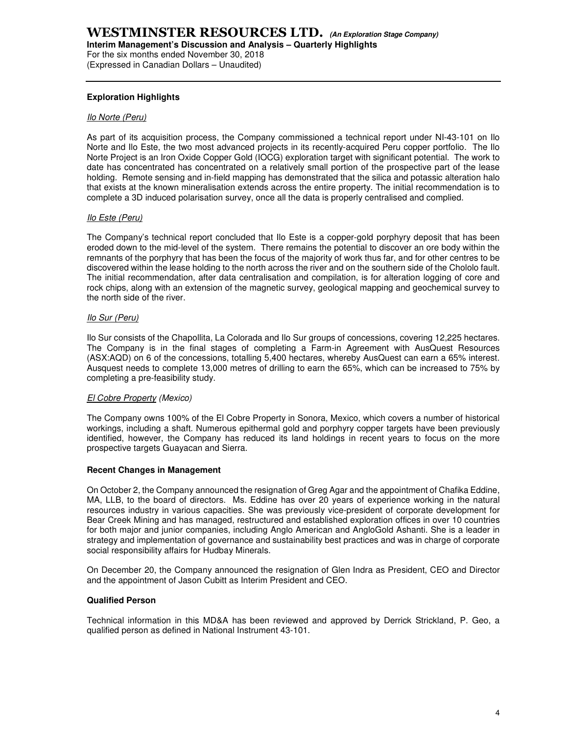## Exploration Highlights

### *Ilo Norte (Peru)*

As part of its acquisition process, the Company commissioned a technical report under NI-43-101 on Ilo Norte and Ilo Este, the two most advanced projects in its recently-acquired Peru copper portfolio. The Ilo Norte Project is an Iron Oxide Copper Gold (IOCG) exploration target with significant potential. The work to date has concentrated has concentrated on a relatively small portion of the prospective part of the lease holding. Remote sensing and in-field mapping has demonstrated that the silica and potassic alteration halo that exists at the known mineralisation extends across the entire property. The initial recommendation is to complete a 3D induced polarisation survey, once all the data is properly centralised and complied.

### *Ilo Este (Peru)*

The Company's technical report concluded that Ilo Este is a copper-gold porphyry deposit that has been eroded down to the mid-level of the system. There remains the potential to discover an ore body within the remnants of the porphyry that has been the focus of the majority of work thus far, and for other centres to be discovered within the lease holding to the north across the river and on the southern side of the Chololo fault. The initial recommendation, after data centralisation and compilation, is for alteration logging of core and rock chips, along with an extension of the magnetic survey, geological mapping and geochemical survey to the north side of the river.

### *Ilo Sur (Peru)*

Ilo Sur consists of the Chapollita, La Colorada and Ilo Sur groups of concessions, covering 12,225 hectares. The Company is in the final stages of completing a Farm-in Agreement with AusQuest Resources (ASX:AQD) on 6 of the concessions, totalling 5,400 hectares, whereby AusQuest can earn a 65% interest. Ausquest needs to complete 13,000 metres of drilling to earn the 65%, which can be increased to 75% by completing a pre-feasibility study.

### *El Cobre Property (Mexico)*

The Company owns 100% of the El Cobre Property in Sonora, Mexico, which covers a number of historical workings, including a shaft. Numerous epithermal gold and porphyry copper targets have been previously identified, however, the Company has reduced its land holdings in recent years to focus on the more prospective targets Guayacan and Sierra.

## Recent Changes in Management

On October 2, the Company announced the resignation of Greg Agar and the appointment of Chafika Eddine, MA, LLB, to the board of directors. Ms. Eddine has over 20 years of experience working in the natural resources industry in various capacities. She was previously vice-president of corporate development for Bear Creek Mining and has managed, restructured and established exploration offices in over 10 countries for both major and junior companies, including Anglo American and AngloGold Ashanti. She is a leader in strategy and implementation of governance and sustainability best practices and was in charge of corporate social responsibility affairs for Hudbay Minerals.

On December 20, the Company announced the resignation of Glen Indra as President, CEO and Director and the appointment of Jason Cubitt as Interim President and CEO.

## Qualified Person

Technical information in this MD&A has been reviewed and approved by Derrick Strickland, P. Geo, a qualified person as defined in National Instrument 43-101.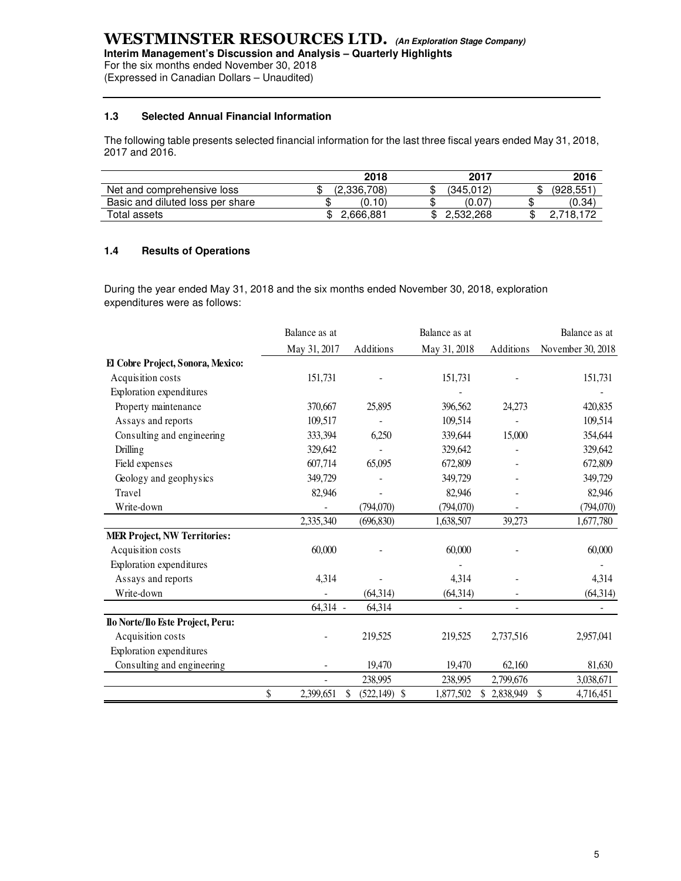### 1.3 Selected Annual Financial Information

The following table presents selected financial information for the last three fiscal years ended May 31, 2018, 2017 and 2016.

| | 2018 | 2017 | 2016 |
|---|---|---|---|
| Net and comprehensive loss | $ (2,336,708) | $ (345,012) | $ (928,551) |
| Basic and diluted loss per share | $ (0.10) | $ (0.07) | $ (0.34) |
| Total assets | $ 2,666,881 | $ 2,532,268 | $ 2,718,172 |

### 1.4 Results of Operations

During the year ended May 31, 2018 and the six months ended November 30, 2018, exploration expenditures were as follows:

| | Balance as at May 31, 2017 | Additions | Balance as at May 31, 2018 | Additions | Balance as at November 30, 2018 |
|---|---|---|---|---|---|
| **El Cobre Project, Sonora, Mexico:** | | | | | |
| Acquisition costs | 151,731 | - | 151,731 | - | 151,731 |
| Exploration expenditures | | | - | | - |
| Property maintenance | 370,667 | 25,895 | 396,562 | 24,273 | 420,835 |
| Assays and reports | 109,517 | - | 109,514 | - | 109,514 |
| Consulting and engineering | 333,394 | 6,250 | 339,644 | 15,000 | 354,644 |
| Drilling | 329,642 | - | 329,642 | - | 329,642 |
| Field expenses | 607,714 | 65,095 | 672,809 | - | 672,809 |
| Geology and geophysics | 349,729 | - | 349,729 | - | 349,729 |
| Travel | 82,946 | - | 82,946 | - | 82,946 |
| Write-down | - | (794,070) | (794,070) | - | (794,070) |
| | 2,335,340 | (696,830) | 1,638,507 | 39,273 | 1,677,780 |
| **MER Project, NW Territories:** | | | | | |
| Acquisition costs | 60,000 | - | 60,000 | - | 60,000 |
| Exploration expenditures | | | - | | - |
| Assays and reports | 4,314 | - | 4,314 | - | 4,314 |
| Write-down | - | (64,314) | (64,314) | - | (64,314) |
| | 64,314 - | 64,314 | - | - | - |
| **Ilo Norte/Ilo Este Project, Peru:** | | | | | |
| Acquisition costs | - | 219,525 | 219,525 | 2,737,516 | 2,957,041 |
| Exploration expenditures | | | | | |
| Consulting and engineering | - | 19,470 | 19,470 | 62,160 | 81,630 |
| | - | 238,995 | 238,995 | 2,799,676 | 3,038,671 |
| | $ 2,399,651 | $ (522,149) | $ 1,877,502 | $ 2,838,949 | $ 4,716,451 |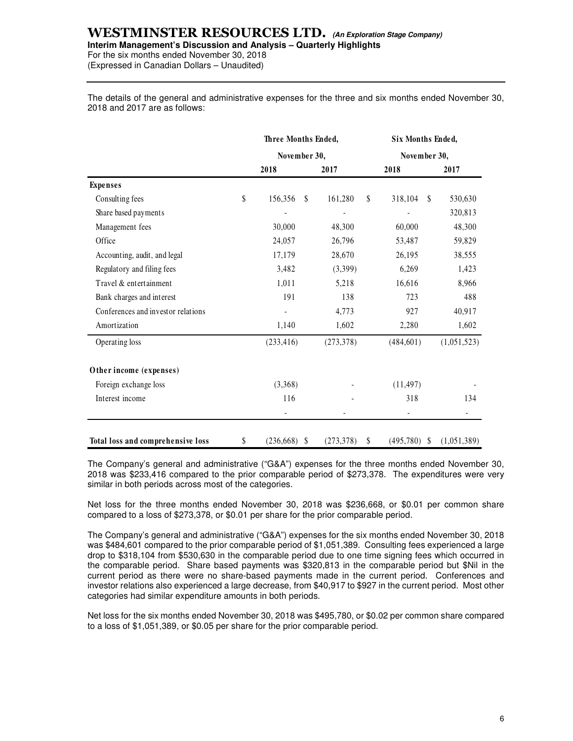The details of the general and administrative expenses for the three and six months ended November 30, 2018 and 2017 are as follows:

| | Three Months Ended, November 30, | | Six Months Ended, November 30, | |
|---|---|---|---|---|
| | 2018 | 2017 | 2018 | 2017 |
| **Expenses** | | | | |
| Consulting fees | $ 156,356 | $ 161,280 | $ 318,104 | $ 530,630 |
| Share based payments | - | - | - | 320,813 |
| Management fees | 30,000 | 48,300 | 60,000 | 48,300 |
| Office | 24,057 | 26,796 | 53,487 | 59,829 |
| Accounting, audit, and legal | 17,179 | 28,670 | 26,195 | 38,555 |
| Regulatory and filing fees | 3,482 | (3,399) | 6,269 | 1,423 |
| Travel & entertainment | 1,011 | 5,218 | 16,616 | 8,966 |
| Bank charges and interest | 191 | 138 | 723 | 488 |
| Conferences and investor relations | - | 4,773 | 927 | 40,917 |
| Amortization | 1,140 | 1,602 | 2,280 | 1,602 |
| Operating loss | (233,416) | (273,378) | (484,601) | (1,051,523) |
| **Other income (expenses)** | | | | |
| Foreign exchange loss | (3,368) | - | (11,497) | - |
| Interest income | 116 | - | 318 | 134 |
| | - | - | - | - |
| **Total loss and comprehensive loss** | $ (236,668) | $ (273,378) | $ (495,780) | $ (1,051,389) |

The Company's general and administrative ("G&A") expenses for the three months ended November 30, 2018 was $233,416 compared to the prior comparable period of $273,378. The expenditures were very similar in both periods across most of the categories.

Net loss for the three months ended November 30, 2018 was $236,668, or $0.01 per common share compared to a loss of $273,378, or $0.01 per share for the prior comparable period.

The Company's general and administrative ("G&A") expenses for the six months ended November 30, 2018 was $484,601 compared to the prior comparable period of $1,051,389. Consulting fees experienced a large drop to $318,104 from $530,630 in the comparable period due to one time signing fees which occurred in the comparable period. Share based payments was $320,813 in the comparable period but $Nil in the current period as there were no share-based payments made in the current period. Conferences and investor relations also experienced a large decrease, from $40,917 to $927 in the current period. Most other categories had similar expenditure amounts in both periods.

Net loss for the six months ended November 30, 2018 was $495,780, or $0.02 per common share compared to a loss of $1,051,389, or $0.05 per share for the prior comparable period.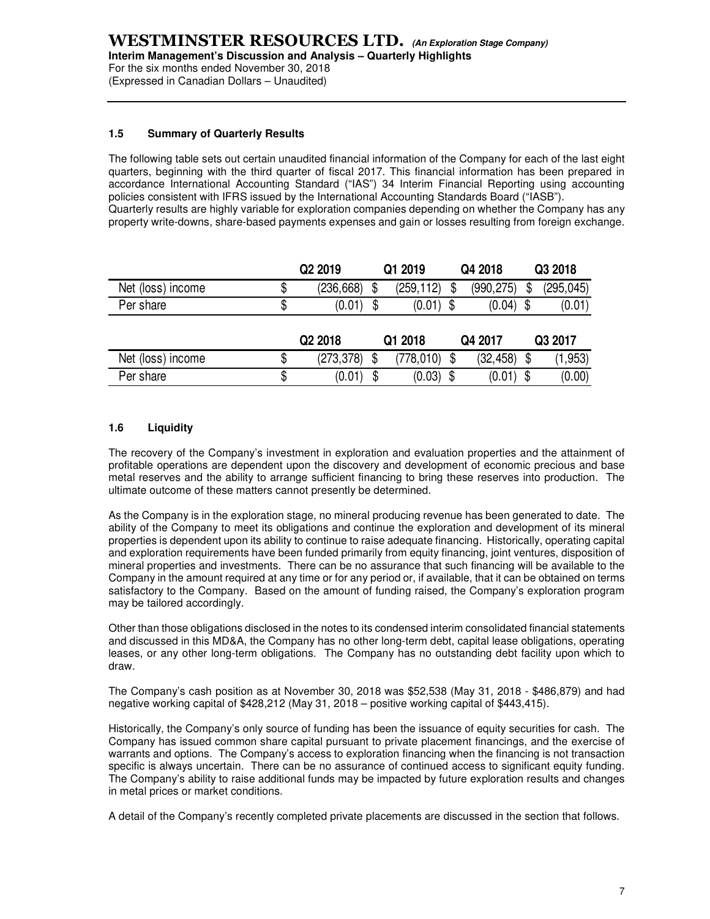### 1.5 Summary of Quarterly Results

The following table sets out certain unaudited financial information of the Company for each of the last eight quarters, beginning with the third quarter of fiscal 2017. This financial information has been prepared in accordance International Accounting Standard ("IAS") 34 Interim Financial Reporting using accounting policies consistent with IFRS issued by the International Accounting Standards Board ("IASB").
Quarterly results are highly variable for exploration companies depending on whether the Company has any property write-downs, share-based payments expenses and gain or losses resulting from foreign exchange.

| | Q2 2019 | Q1 2019 | Q4 2018 | Q3 2018 |
|---|---|---|---|---|
| Net (loss) income | $ (236,668) | $ (259,112) | $ (990,275) | $ (295,045) |
| Per share | $ (0.01) | $ (0.01) | $ (0.04) | $ (0.01) |

| | Q2 2018 | Q1 2018 | Q4 2017 | Q3 2017 |
|---|---|---|---|---|
| Net (loss) income | $ (273,378) | $ (778,010) | $ (32,458) | $ (1,953) |
| Per share | $ (0.01) | $ (0.03) | $ (0.01) | $ (0.00) |

### 1.6 Liquidity

The recovery of the Company's investment in exploration and evaluation properties and the attainment of profitable operations are dependent upon the discovery and development of economic precious and base metal reserves and the ability to arrange sufficient financing to bring these reserves into production. The ultimate outcome of these matters cannot presently be determined.

As the Company is in the exploration stage, no mineral producing revenue has been generated to date. The ability of the Company to meet its obligations and continue the exploration and development of its mineral properties is dependent upon its ability to continue to raise adequate financing. Historically, operating capital and exploration requirements have been funded primarily from equity financing, joint ventures, disposition of mineral properties and investments. There can be no assurance that such financing will be available to the Company in the amount required at any time or for any period or, if available, that it can be obtained on terms satisfactory to the Company. Based on the amount of funding raised, the Company's exploration program may be tailored accordingly.

Other than those obligations disclosed in the notes to its condensed interim consolidated financial statements and discussed in this MD&A, the Company has no other long-term debt, capital lease obligations, operating leases, or any other long-term obligations. The Company has no outstanding debt facility upon which to draw.

The Company's cash position as at November 30, 2018 was $52,538 (May 31, 2018 - $486,879) and had negative working capital of $428,212 (May 31, 2018 – positive working capital of $443,415).

Historically, the Company's only source of funding has been the issuance of equity securities for cash. The Company has issued common share capital pursuant to private placement financings, and the exercise of warrants and options. The Company's access to exploration financing when the financing is not transaction specific is always uncertain. There can be no assurance of continued access to significant equity funding. The Company's ability to raise additional funds may be impacted by future exploration results and changes in metal prices or market conditions.

A detail of the Company's recently completed private placements are discussed in the section that follows.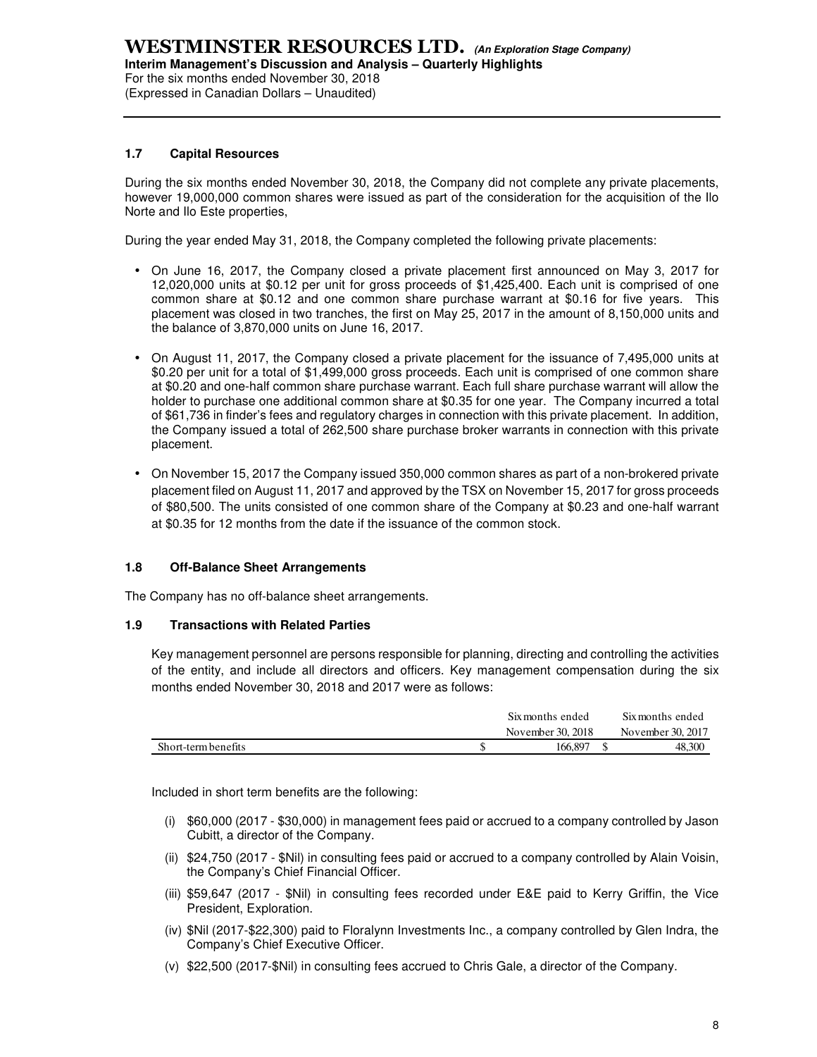### 1.7 Capital Resources

During the six months ended November 30, 2018, the Company did not complete any private placements, however 19,000,000 common shares were issued as part of the consideration for the acquisition of the Ilo Norte and Ilo Este properties,

During the year ended May 31, 2018, the Company completed the following private placements:

- On June 16, 2017, the Company closed a private placement first announced on May 3, 2017 for 12,020,000 units at $0.12 per unit for gross proceeds of $1,425,400. Each unit is comprised of one common share at $0.12 and one common share purchase warrant at $0.16 for five years. This placement was closed in two tranches, the first on May 25, 2017 in the amount of 8,150,000 units and the balance of 3,870,000 units on June 16, 2017.
- On August 11, 2017, the Company closed a private placement for the issuance of 7,495,000 units at $0.20 per unit for a total of $1,499,000 gross proceeds. Each unit is comprised of one common share at $0.20 and one-half common share purchase warrant. Each full share purchase warrant will allow the holder to purchase one additional common share at $0.35 for one year. The Company incurred a total of $61,736 in finder's fees and regulatory charges in connection with this private placement. In addition, the Company issued a total of 262,500 share purchase broker warrants in connection with this private placement.
- On November 15, 2017 the Company issued 350,000 common shares as part of a non-brokered private placement filed on August 11, 2017 and approved by the TSX on November 15, 2017 for gross proceeds of $80,500. The units consisted of one common share of the Company at $0.23 and one-half warrant at $0.35 for 12 months from the date if the issuance of the common stock.

### 1.8 Off-Balance Sheet Arrangements

The Company has no off-balance sheet arrangements.

### 1.9 Transactions with Related Parties

Key management personnel are persons responsible for planning, directing and controlling the activities of the entity, and include all directors and officers. Key management compensation during the six months ended November 30, 2018 and 2017 were as follows:

| | Six months ended November 30, 2018 | Six months ended November 30, 2017 |
|---|---|---|
| Short-term benefits | $ 166,897 | $ 48,300 |

Included in short term benefits are the following:

(i) $60,000 (2017 - $30,000) in management fees paid or accrued to a company controlled by Jason Cubitt, a director of the Company.

(ii) $24,750 (2017 - $Nil) in consulting fees paid or accrued to a company controlled by Alain Voisin, the Company's Chief Financial Officer.

(iii) $59,647 (2017 - $Nil) in consulting fees recorded under E&E paid to Kerry Griffin, the Vice President, Exploration.

(iv) $Nil (2017-$22,300) paid to Floralynn Investments Inc., a company controlled by Glen Indra, the Company's Chief Executive Officer.

(v) $22,500 (2017-$Nil) in consulting fees accrued to Chris Gale, a director of the Company.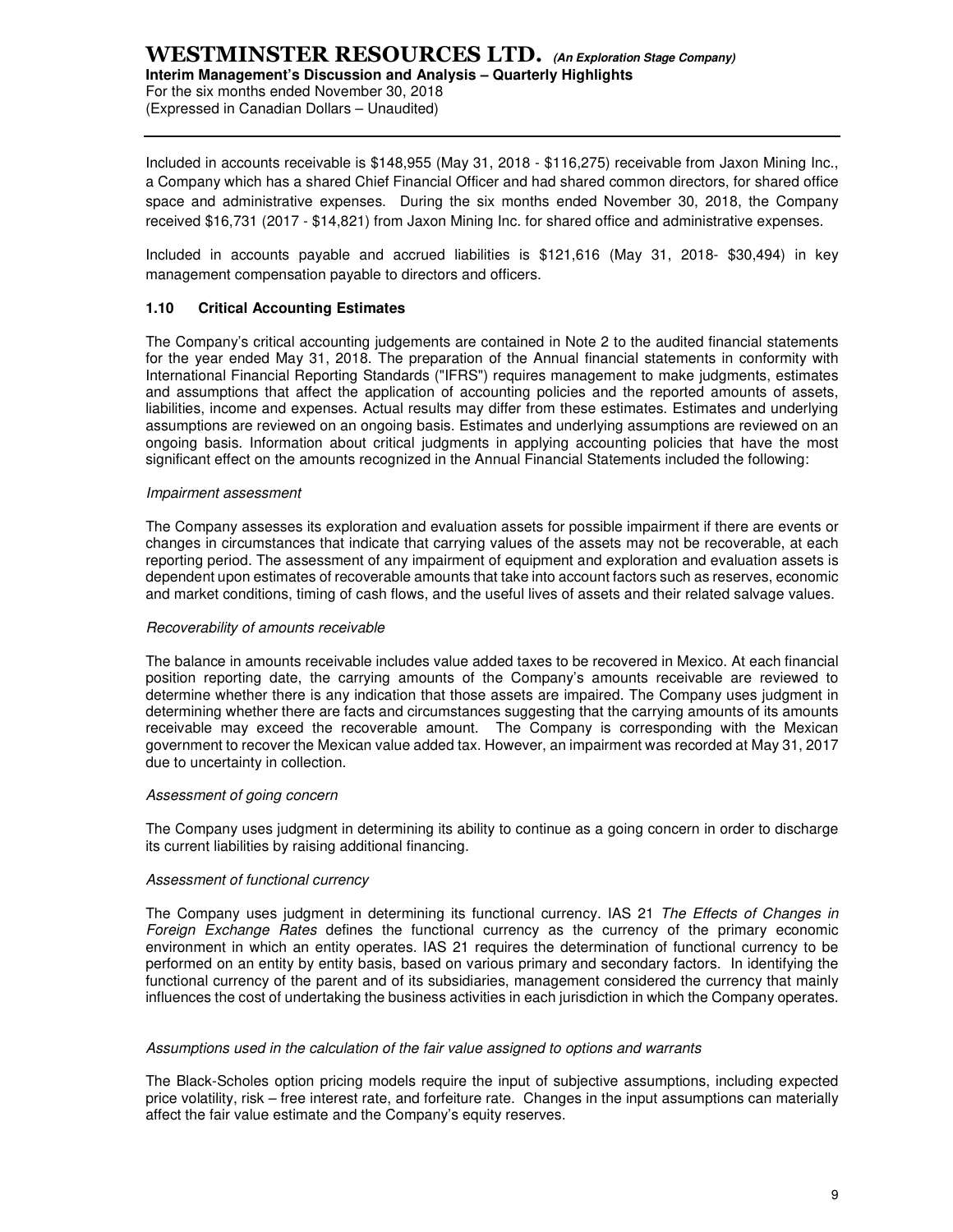Included in accounts receivable is $148,955 (May 31, 2018 - $116,275) receivable from Jaxon Mining Inc., a Company which has a shared Chief Financial Officer and had shared common directors, for shared office space and administrative expenses. During the six months ended November 30, 2018, the Company received $16,731 (2017 - $14,821) from Jaxon Mining Inc. for shared office and administrative expenses.

Included in accounts payable and accrued liabilities is $121,616 (May 31, 2018- $30,494) in key management compensation payable to directors and officers.

### 1.10 Critical Accounting Estimates

The Company's critical accounting judgements are contained in Note 2 to the audited financial statements for the year ended May 31, 2018. The preparation of the Annual financial statements in conformity with International Financial Reporting Standards ("IFRS") requires management to make judgments, estimates and assumptions that affect the application of accounting policies and the reported amounts of assets, liabilities, income and expenses. Actual results may differ from these estimates. Estimates and underlying assumptions are reviewed on an ongoing basis. Estimates and underlying assumptions are reviewed on an ongoing basis. Information about critical judgments in applying accounting policies that have the most significant effect on the amounts recognized in the Annual Financial Statements included the following:

*Impairment assessment*

The Company assesses its exploration and evaluation assets for possible impairment if there are events or changes in circumstances that indicate that carrying values of the assets may not be recoverable, at each reporting period. The assessment of any impairment of equipment and exploration and evaluation assets is dependent upon estimates of recoverable amounts that take into account factors such as reserves, economic and market conditions, timing of cash flows, and the useful lives of assets and their related salvage values.

*Recoverability of amounts receivable*

The balance in amounts receivable includes value added taxes to be recovered in Mexico. At each financial position reporting date, the carrying amounts of the Company's amounts receivable are reviewed to determine whether there is any indication that those assets are impaired. The Company uses judgment in determining whether there are facts and circumstances suggesting that the carrying amounts of its amounts receivable may exceed the recoverable amount. The Company is corresponding with the Mexican government to recover the Mexican value added tax. However, an impairment was recorded at May 31, 2017 due to uncertainty in collection.

*Assessment of going concern*

The Company uses judgment in determining its ability to continue as a going concern in order to discharge its current liabilities by raising additional financing.

*Assessment of functional currency*

The Company uses judgment in determining its functional currency. IAS 21 *The Effects of Changes in Foreign Exchange Rates* defines the functional currency as the currency of the primary economic environment in which an entity operates. IAS 21 requires the determination of functional currency to be performed on an entity by entity basis, based on various primary and secondary factors. In identifying the functional currency of the parent and of its subsidiaries, management considered the currency that mainly influences the cost of undertaking the business activities in each jurisdiction in which the Company operates.

*Assumptions used in the calculation of the fair value assigned to options and warrants*

The Black-Scholes option pricing models require the input of subjective assumptions, including expected price volatility, risk – free interest rate, and forfeiture rate. Changes in the input assumptions can materially affect the fair value estimate and the Company's equity reserves.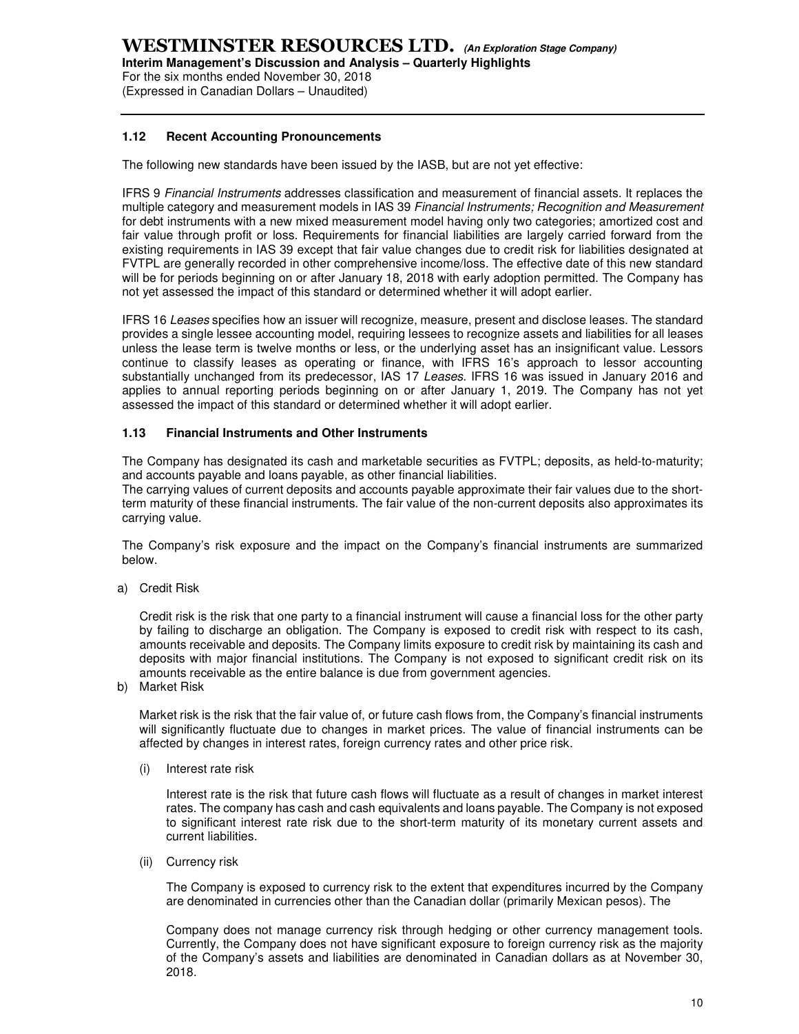### 1.12 Recent Accounting Pronouncements

The following new standards have been issued by the IASB, but are not yet effective:

IFRS 9 *Financial Instruments* addresses classification and measurement of financial assets. It replaces the multiple category and measurement models in IAS 39 *Financial Instruments; Recognition and Measurement* for debt instruments with a new mixed measurement model having only two categories; amortized cost and fair value through profit or loss. Requirements for financial liabilities are largely carried forward from the existing requirements in IAS 39 except that fair value changes due to credit risk for liabilities designated at FVTPL are generally recorded in other comprehensive income/loss. The effective date of this new standard will be for periods beginning on or after January 18, 2018 with early adoption permitted. The Company has not yet assessed the impact of this standard or determined whether it will adopt earlier.

IFRS 16 *Leases* specifies how an issuer will recognize, measure, present and disclose leases. The standard provides a single lessee accounting model, requiring lessees to recognize assets and liabilities for all leases unless the lease term is twelve months or less, or the underlying asset has an insignificant value. Lessors continue to classify leases as operating or finance, with IFRS 16's approach to lessor accounting substantially unchanged from its predecessor, IAS 17 *Leases*. IFRS 16 was issued in January 2016 and applies to annual reporting periods beginning on or after January 1, 2019. The Company has not yet assessed the impact of this standard or determined whether it will adopt earlier.

### 1.13 Financial Instruments and Other Instruments

The Company has designated its cash and marketable securities as FVTPL; deposits, as held-to-maturity; and accounts payable and loans payable, as other financial liabilities.
The carrying values of current deposits and accounts payable approximate their fair values due to the short-term maturity of these financial instruments. The fair value of the non-current deposits also approximates its carrying value.

The Company's risk exposure and the impact on the Company's financial instruments are summarized below.

a) Credit Risk

Credit risk is the risk that one party to a financial instrument will cause a financial loss for the other party by failing to discharge an obligation. The Company is exposed to credit risk with respect to its cash, amounts receivable and deposits. The Company limits exposure to credit risk by maintaining its cash and deposits with major financial institutions. The Company is not exposed to significant credit risk on its amounts receivable as the entire balance is due from government agencies.

b) Market Risk

Market risk is the risk that the fair value of, or future cash flows from, the Company's financial instruments will significantly fluctuate due to changes in market prices. The value of financial instruments can be affected by changes in interest rates, foreign currency rates and other price risk.

(i) Interest rate risk

Interest rate is the risk that future cash flows will fluctuate as a result of changes in market interest rates. The company has cash and cash equivalents and loans payable. The Company is not exposed to significant interest rate risk due to the short-term maturity of its monetary current assets and current liabilities.

(ii) Currency risk

The Company is exposed to currency risk to the extent that expenditures incurred by the Company are denominated in currencies other than the Canadian dollar (primarily Mexican pesos). The

Company does not manage currency risk through hedging or other currency management tools. Currently, the Company does not have significant exposure to foreign currency risk as the majority of the Company's assets and liabilities are denominated in Canadian dollars as at November 30, 2018.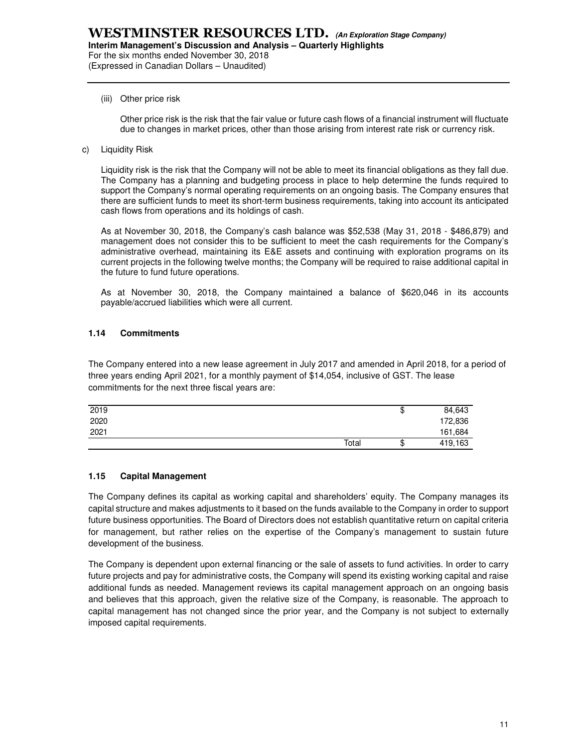(iii) Other price risk

Other price risk is the risk that the fair value or future cash flows of a financial instrument will fluctuate due to changes in market prices, other than those arising from interest rate risk or currency risk.

c) Liquidity Risk

Liquidity risk is the risk that the Company will not be able to meet its financial obligations as they fall due. The Company has a planning and budgeting process in place to help determine the funds required to support the Company's normal operating requirements on an ongoing basis. The Company ensures that there are sufficient funds to meet its short-term business requirements, taking into account its anticipated cash flows from operations and its holdings of cash.

As at November 30, 2018, the Company's cash balance was $52,538 (May 31, 2018 - $486,879) and management does not consider this to be sufficient to meet the cash requirements for the Company's administrative overhead, maintaining its E&E assets and continuing with exploration programs on its current projects in the following twelve months; the Company will be required to raise additional capital in the future to fund future operations.

As at November 30, 2018, the Company maintained a balance of $620,046 in its accounts payable/accrued liabilities which were all current.

## 1.14 Commitments

The Company entered into a new lease agreement in July 2017 and amended in April 2018, for a period of three years ending April 2021, for a monthly payment of $14,054, inclusive of GST. The lease commitments for the next three fiscal years are:

| | | | |
|---|---|---|---|
| 2019 | | $ | 84,643 |
| 2020 | | | 172,836 |
| 2021 | | | 161,684 |
| | Total | $ | 419,163 |

## 1.15 Capital Management

The Company defines its capital as working capital and shareholders' equity. The Company manages its capital structure and makes adjustments to it based on the funds available to the Company in order to support future business opportunities. The Board of Directors does not establish quantitative return on capital criteria for management, but rather relies on the expertise of the Company's management to sustain future development of the business.

The Company is dependent upon external financing or the sale of assets to fund activities. In order to carry future projects and pay for administrative costs, the Company will spend its existing working capital and raise additional funds as needed. Management reviews its capital management approach on an ongoing basis and believes that this approach, given the relative size of the Company, is reasonable. The approach to capital management has not changed since the prior year, and the Company is not subject to externally imposed capital requirements.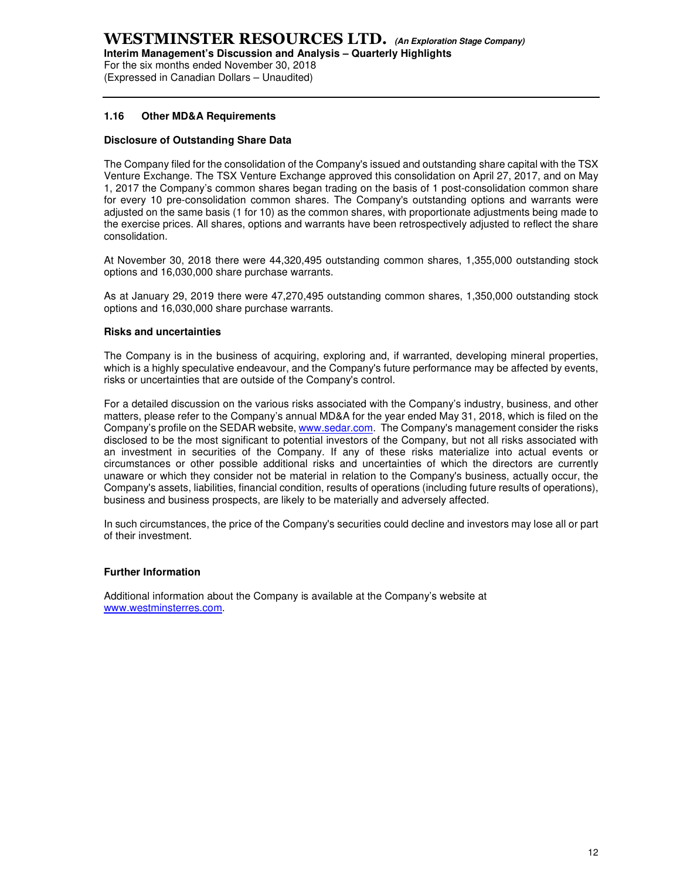### 1.16 Other MD&A Requirements

**Disclosure of Outstanding Share Data**

The Company filed for the consolidation of the Company's issued and outstanding share capital with the TSX Venture Exchange. The TSX Venture Exchange approved this consolidation on April 27, 2017, and on May 1, 2017 the Company's common shares began trading on the basis of 1 post-consolidation common share for every 10 pre-consolidation common shares. The Company's outstanding options and warrants were adjusted on the same basis (1 for 10) as the common shares, with proportionate adjustments being made to the exercise prices. All shares, options and warrants have been retrospectively adjusted to reflect the share consolidation.

At November 30, 2018 there were 44,320,495 outstanding common shares, 1,355,000 outstanding stock options and 16,030,000 share purchase warrants.

As at January 29, 2019 there were 47,270,495 outstanding common shares, 1,350,000 outstanding stock options and 16,030,000 share purchase warrants.

**Risks and uncertainties**

The Company is in the business of acquiring, exploring and, if warranted, developing mineral properties, which is a highly speculative endeavour, and the Company's future performance may be affected by events, risks or uncertainties that are outside of the Company's control.

For a detailed discussion on the various risks associated with the Company's industry, business, and other matters, please refer to the Company's annual MD&A for the year ended May 31, 2018, which is filed on the Company's profile on the SEDAR website, www.sedar.com. The Company's management consider the risks disclosed to be the most significant to potential investors of the Company, but not all risks associated with an investment in securities of the Company. If any of these risks materialize into actual events or circumstances or other possible additional risks and uncertainties of which the directors are currently unaware or which they consider not be material in relation to the Company's business, actually occur, the Company's assets, liabilities, financial condition, results of operations (including future results of operations), business and business prospects, are likely to be materially and adversely affected.

In such circumstances, the price of the Company's securities could decline and investors may lose all or part of their investment.

**Further Information**

Additional information about the Company is available at the Company's website at www.westminsterres.com.